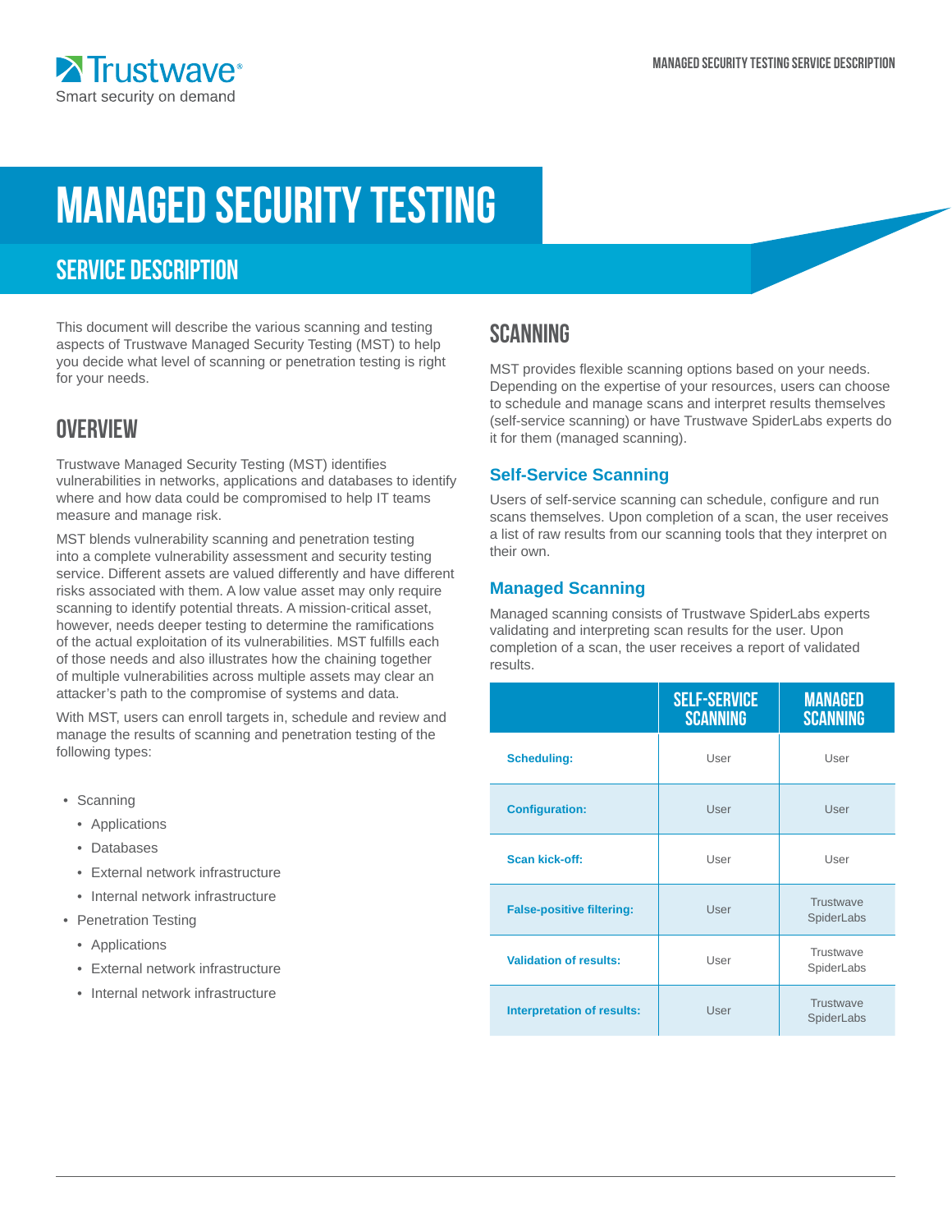# MANAGED SECURITY TESTING

## SERVICE DESCRIPTION

This document will describe the various scanning and testing aspects of Trustwave Managed Security Testing (MST) to help you decide what level of scanning or penetration testing is right for your needs.

## OVERVIEW

Trustwave Managed Security Testing (MST) identifies vulnerabilities in networks, applications and databases to identify where and how data could be compromised to help IT teams measure and manage risk.

MST blends vulnerability scanning and penetration testing into a complete vulnerability assessment and security testing service. Different assets are valued differently and have different risks associated with them. A low value asset may only require scanning to identify potential threats. A mission-critical asset, however, needs deeper testing to determine the ramifications of the actual exploitation of its vulnerabilities. MST fulfills each of those needs and also illustrates how the chaining together of multiple vulnerabilities across multiple assets may clear an attacker's path to the compromise of systems and data.

With MST, users can enroll targets in, schedule and review and manage the results of scanning and penetration testing of the following types:

- Scanning
  - Applications
  - Databases
  - External network infrastructure
  - Internal network infrastructure
- Penetration Testing
  - Applications
  - External network infrastructure
  - Internal network infrastructure

## SCANNING

MST provides flexible scanning options based on your needs. Depending on the expertise of your resources, users can choose to schedule and manage scans and interpret results themselves (self-service scanning) or have Trustwave SpiderLabs experts do it for them (managed scanning).

### Self-Service Scanning

Users of self-service scanning can schedule, configure and run scans themselves. Upon completion of a scan, the user receives a list of raw results from our scanning tools that they interpret on their own.

### Managed Scanning

Managed scanning consists of Trustwave SpiderLabs experts validating and interpreting scan results for the user. Upon completion of a scan, the user receives a report of validated results.

| | SELF-SERVICE SCANNING | MANAGED SCANNING |
|---|---|---|
| **Scheduling:** | User | User |
| **Configuration:** | User | User |
| **Scan kick-off:** | User | User |
| **False-positive filtering:** | User | Trustwave SpiderLabs |
| **Validation of results:** | User | Trustwave SpiderLabs |
| **Interpretation of results:** | User | Trustwave SpiderLabs |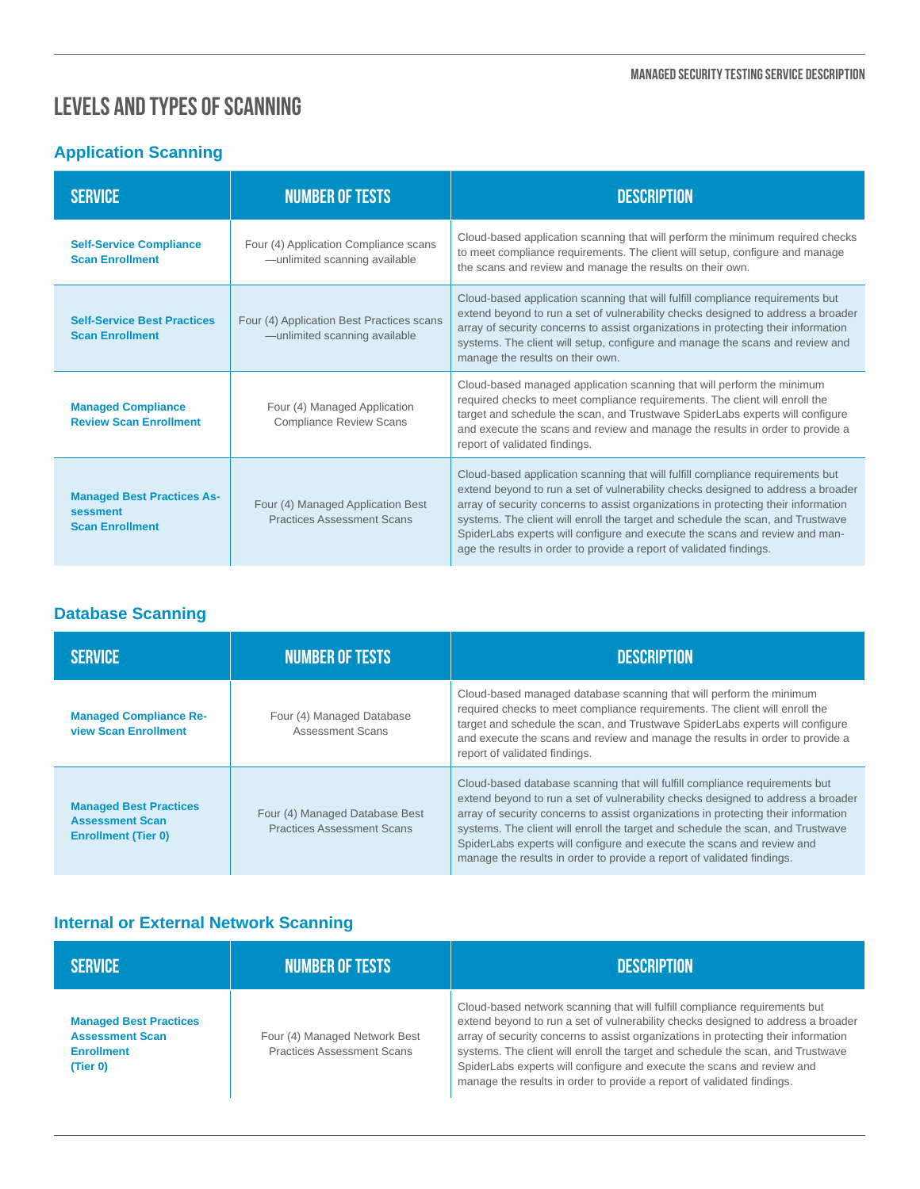# LEVELS AND TYPES OF SCANNING

## Application Scanning

| SERVICE | NUMBER OF TESTS | DESCRIPTION |
|---|---|---|
| **Self-Service Compliance Scan Enrollment** | Four (4) Application Compliance scans —unlimited scanning available | Cloud-based application scanning that will perform the minimum required checks to meet compliance requirements. The client will setup, configure and manage the scans and review and manage the results on their own. |
| **Self-Service Best Practices Scan Enrollment** | Four (4) Application Best Practices scans —unlimited scanning available | Cloud-based application scanning that will fulfill compliance requirements but extend beyond to run a set of vulnerability checks designed to address a broader array of security concerns to assist organizations in protecting their information systems. The client will setup, configure and manage the scans and review and manage the results on their own. |
| **Managed Compliance Review Scan Enrollment** | Four (4) Managed Application Compliance Review Scans | Cloud-based managed application scanning that will perform the minimum required checks to meet compliance requirements. The client will enroll the target and schedule the scan, and Trustwave SpiderLabs experts will configure and execute the scans and review and manage the results in order to provide a report of validated findings. |
| **Managed Best Practices Assessment Scan Enrollment** | Four (4) Managed Application Best Practices Assessment Scans | Cloud-based application scanning that will fulfill compliance requirements but extend beyond to run a set of vulnerability checks designed to address a broader array of security concerns to assist organizations in protecting their information systems. The client will enroll the target and schedule the scan, and Trustwave SpiderLabs experts will configure and execute the scans and review and manage the results in order to provide a report of validated findings. |

## Database Scanning

| SERVICE | NUMBER OF TESTS | DESCRIPTION |
|---|---|---|
| **Managed Compliance Review Scan Enrollment** | Four (4) Managed Database Assessment Scans | Cloud-based managed database scanning that will perform the minimum required checks to meet compliance requirements. The client will enroll the target and schedule the scan, and Trustwave SpiderLabs experts will configure and execute the scans and review and manage the results in order to provide a report of validated findings. |
| **Managed Best Practices Assessment Scan Enrollment (Tier 0)** | Four (4) Managed Database Best Practices Assessment Scans | Cloud-based database scanning that will fulfill compliance requirements but extend beyond to run a set of vulnerability checks designed to address a broader array of security concerns to assist organizations in protecting their information systems. The client will enroll the target and schedule the scan, and Trustwave SpiderLabs experts will configure and execute the scans and review and manage the results in order to provide a report of validated findings. |

## Internal or External Network Scanning

| SERVICE | NUMBER OF TESTS | DESCRIPTION |
|---|---|---|
| **Managed Best Practices Assessment Scan Enrollment (Tier 0)** | Four (4) Managed Network Best Practices Assessment Scans | Cloud-based network scanning that will fulfill compliance requirements but extend beyond to run a set of vulnerability checks designed to address a broader array of security concerns to assist organizations in protecting their information systems. The client will enroll the target and schedule the scan, and Trustwave SpiderLabs experts will configure and execute the scans and review and manage the results in order to provide a report of validated findings. |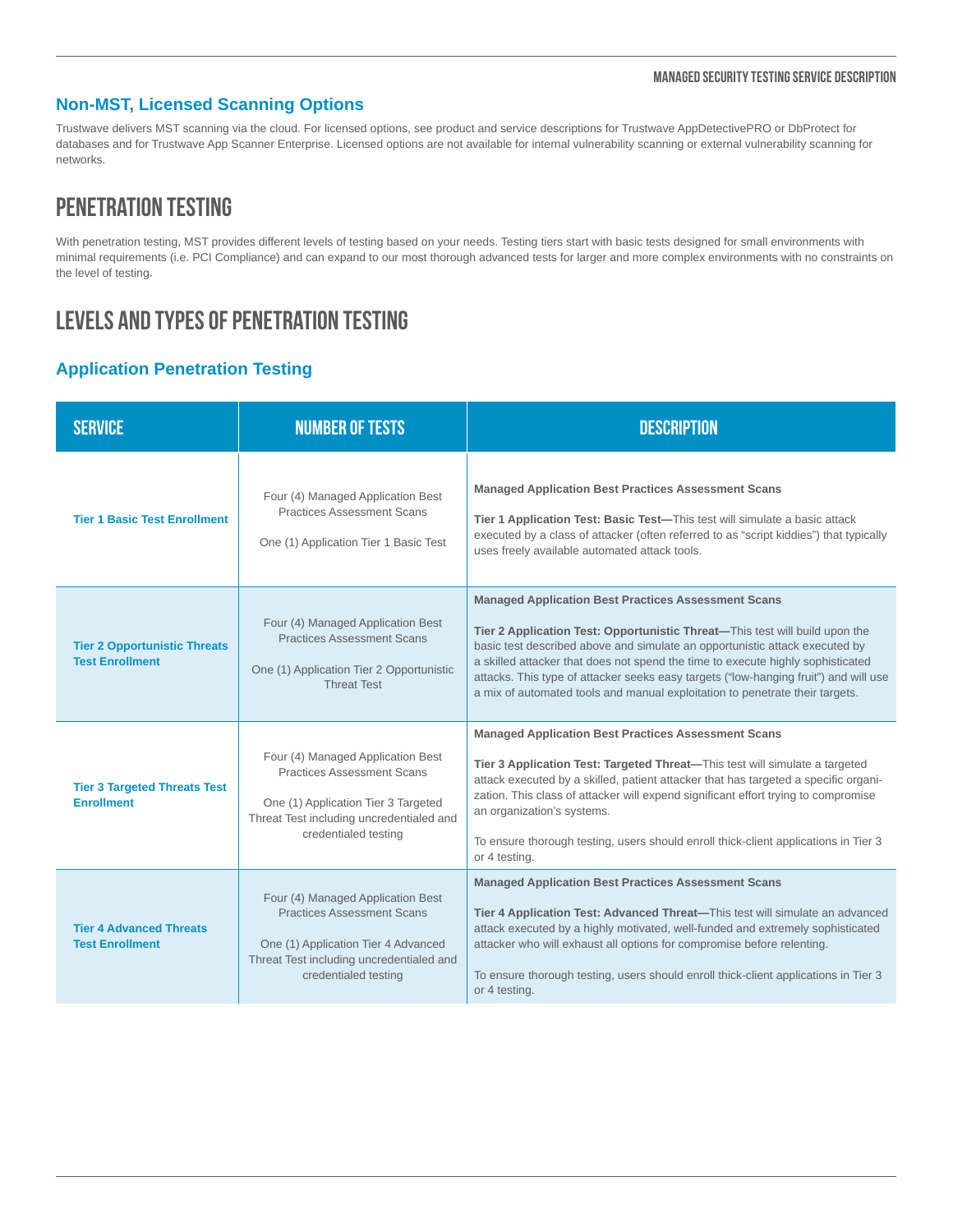## Non-MST, Licensed Scanning Options

Trustwave delivers MST scanning via the cloud. For licensed options, see product and service descriptions for Trustwave AppDetectivePRO or DbProtect for databases and for Trustwave App Scanner Enterprise. Licensed options are not available for internal vulnerability scanning or external vulnerability scanning for networks.

# PENETRATION TESTING

With penetration testing, MST provides different levels of testing based on your needs. Testing tiers start with basic tests designed for small environments with minimal requirements (i.e. PCI Compliance) and can expand to our most thorough advanced tests for larger and more complex environments with no constraints on the level of testing.

# LEVELS AND TYPES OF PENETRATION TESTING

## Application Penetration Testing

| SERVICE | NUMBER OF TESTS | DESCRIPTION |
|---|---|---|
| **Tier 1 Basic Test Enrollment** | Four (4) Managed Application Best Practices Assessment Scans<br><br>One (1) Application Tier 1 Basic Test | **Managed Application Best Practices Assessment Scans**<br><br>**Tier 1 Application Test: Basic Test—**This test will simulate a basic attack executed by a class of attacker (often referred to as "script kiddies") that typically uses freely available automated attack tools. |
| **Tier 2 Opportunistic Threats Test Enrollment** | Four (4) Managed Application Best Practices Assessment Scans<br><br>One (1) Application Tier 2 Opportunistic Threat Test | **Managed Application Best Practices Assessment Scans**<br><br>**Tier 2 Application Test: Opportunistic Threat—**This test will build upon the basic test described above and simulate an opportunistic attack executed by a skilled attacker that does not spend the time to execute highly sophisticated attacks. This type of attacker seeks easy targets ("low-hanging fruit") and will use a mix of automated tools and manual exploitation to penetrate their targets. |
| **Tier 3 Targeted Threats Test Enrollment** | Four (4) Managed Application Best Practices Assessment Scans<br><br>One (1) Application Tier 3 Targeted Threat Test including uncredentialed and credentialed testing | **Managed Application Best Practices Assessment Scans**<br><br>**Tier 3 Application Test: Targeted Threat—**This test will simulate a targeted attack executed by a skilled, patient attacker that has targeted a specific organization. This class of attacker will expend significant effort trying to compromise an organization's systems.<br><br>To ensure thorough testing, users should enroll thick-client applications in Tier 3 or 4 testing. |
| **Tier 4 Advanced Threats Test Enrollment** | Four (4) Managed Application Best Practices Assessment Scans<br><br>One (1) Application Tier 4 Advanced Threat Test including uncredentialed and credentialed testing | **Managed Application Best Practices Assessment Scans**<br><br>**Tier 4 Application Test: Advanced Threat—**This test will simulate an advanced attack executed by a highly motivated, well-funded and extremely sophisticated attacker who will exhaust all options for compromise before relenting.<br><br>To ensure thorough testing, users should enroll thick-client applications in Tier 3 or 4 testing. |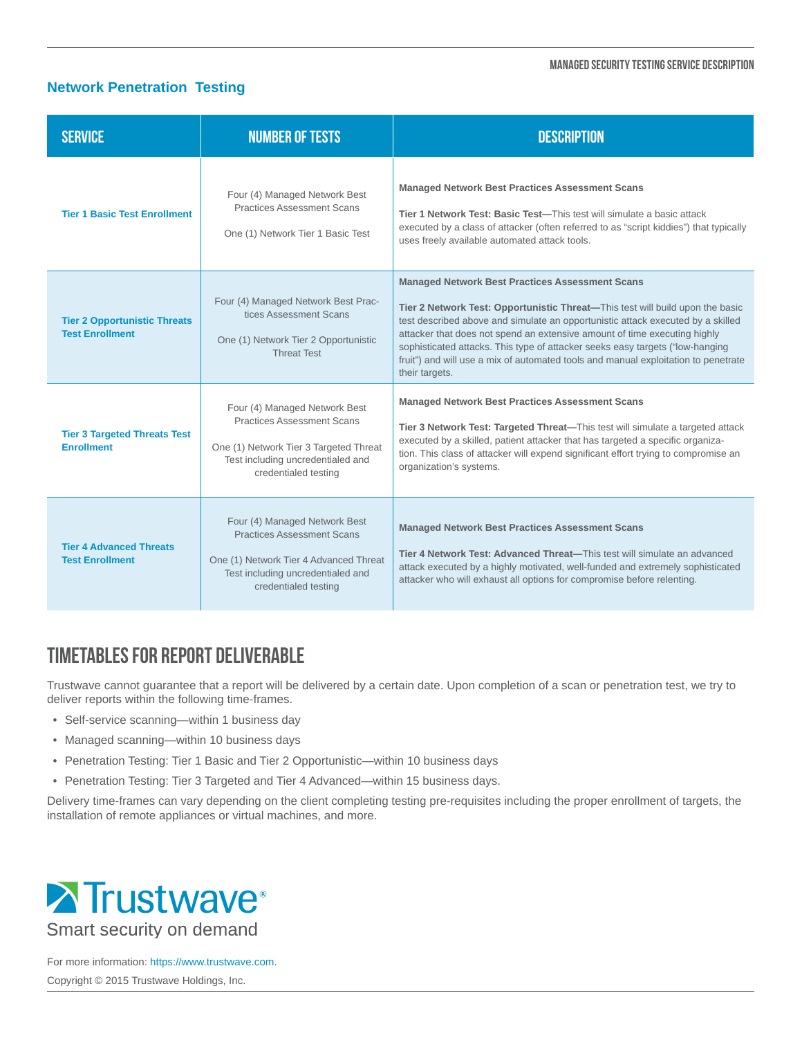## Network Penetration Testing

| SERVICE | NUMBER OF TESTS | DESCRIPTION |
| --- | --- | --- |
| **Tier 1 Basic Test Enrollment** | Four (4) Managed Network Best Practices Assessment Scans<br><br>One (1) Network Tier 1 Basic Test | **Managed Network Best Practices Assessment Scans**<br><br>**Tier 1 Network Test: Basic Test—**This test will simulate a basic attack executed by a class of attacker (often referred to as "script kiddies") that typically uses freely available automated attack tools. |
| **Tier 2 Opportunistic Threats Test Enrollment** | Four (4) Managed Network Best Practices Assessment Scans<br><br>One (1) Network Tier 2 Opportunistic Threat Test | **Managed Network Best Practices Assessment Scans**<br><br>**Tier 2 Network Test: Opportunistic Threat—**This test will build upon the basic test described above and simulate an opportunistic attack executed by a skilled attacker that does not spend an extensive amount of time executing highly sophisticated attacks. This type of attacker seeks easy targets ("low-hanging fruit") and will use a mix of automated tools and manual exploitation to penetrate their targets. |
| **Tier 3 Targeted Threats Test Enrollment** | Four (4) Managed Network Best Practices Assessment Scans<br><br>One (1) Network Tier 3 Targeted Threat Test including uncredentialed and credentialed testing | **Managed Network Best Practices Assessment Scans**<br><br>**Tier 3 Network Test: Targeted Threat—**This test will simulate a targeted attack executed by a skilled, patient attacker that has targeted a specific organization. This class of attacker will expend significant effort trying to compromise an organization's systems. |
| **Tier 4 Advanced Threats Test Enrollment** | Four (4) Managed Network Best Practices Assessment Scans<br><br>One (1) Network Tier 4 Advanced Threat Test including uncredentialed and credentialed testing | **Managed Network Best Practices Assessment Scans**<br><br>**Tier 4 Network Test: Advanced Threat—**This test will simulate an advanced attack executed by a highly motivated, well-funded and extremely sophisticated attacker who will exhaust all options for compromise before relenting. |

## TIMETABLES FOR REPORT DELIVERABLE

Trustwave cannot guarantee that a report will be delivered by a certain date. Upon completion of a scan or penetration test, we try to deliver reports within the following time-frames.

- Self-service scanning—within 1 business day
- Managed scanning—within 10 business days
- Penetration Testing: Tier 1 Basic and Tier 2 Opportunistic—within 10 business days
- Penetration Testing: Tier 3 Targeted and Tier 4 Advanced—within 15 business days.

Delivery time-frames can vary depending on the client completing testing pre-requisites including the proper enrollment of targets, the installation of remote appliances or virtual machines, and more.

Trustwave®

Smart security on demand

For more information: https://www.trustwave.com.

Copyright © 2015 Trustwave Holdings, Inc.